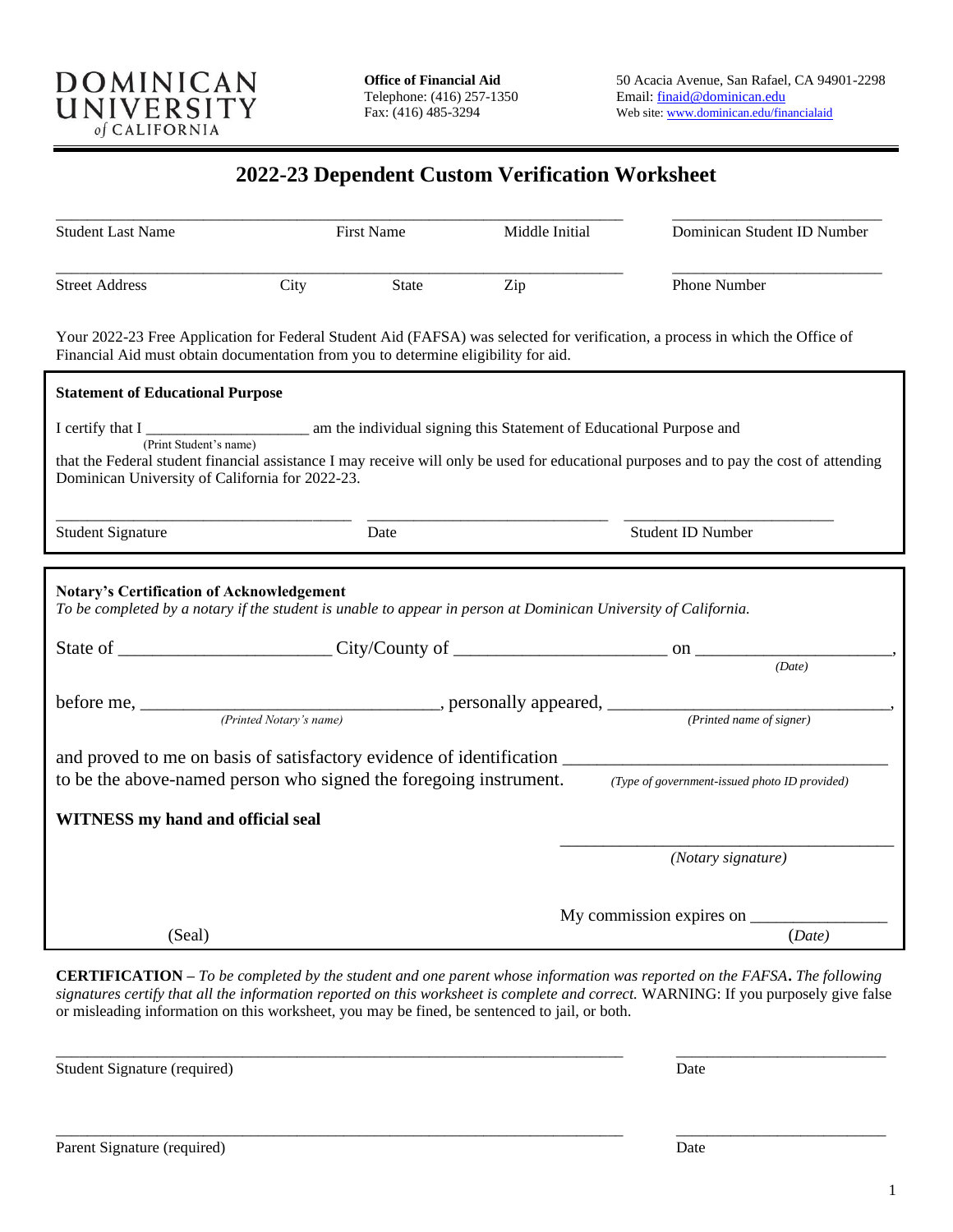DOMINICAN UNIVERSITY *of* CALIFORNIA

**Office of Financial Aid**
Telephone: (416) 257-1350
Fax: (416) 485-3294

50 Acacia Avenue, San Rafael, CA 94901-2298
Email: finaid@dominican.edu
Web site: www.dominican.edu/financialaid

# 2022-23 Dependent Custom Verification Worksheet

_______________________________________________ _______________________
Student Last Name First Name Middle Initial Dominican Student ID Number

_______________________________________________ _______________________
Street Address City State Zip Phone Number

Your 2022-23 Free Application for Federal Student Aid (FAFSA) was selected for verification, a process in which the Office of Financial Aid must obtain documentation from you to determine eligibility for aid.

**Statement of Educational Purpose**

I certify that I ____________________ am the individual signing this Statement of Educational Purpose and
(Print Student's name)
that the Federal student financial assistance I may receive will only be used for educational purposes and to pay the cost of attending Dominican University of California for 2022-23.

_________________________ _________________________ _________________________
Student Signature Date Student ID Number

**Notary's Certification of Acknowledgement**
*To be completed by a notary if the student is unable to appear in person at Dominican University of California.*

State of ______________________ City/County of ______________________ on ______________________,
*(Date)*

before me, ______________________, personally appeared, ______________________,
*(Printed Notary's name)* *(Printed name of signer)*

and proved to me on basis of satisfactory evidence of identification ______________________
to be the above-named person who signed the foregoing instrument. *(Type of government-issued photo ID provided)*

**WITNESS my hand and official seal**

______________________
*(Notary signature)*

My commission expires on ______________________
(Seal) (*Date*)

**CERTIFICATION –** *To be completed by the student and one parent whose information was reported on the FAFSA***.** *The following signatures certify that all the information reported on this worksheet is complete and correct.* WARNING: If you purposely give false or misleading information on this worksheet, you may be fined, be sentenced to jail, or both.

_______________________________________________ _______________________
Student Signature (required) Date

_______________________________________________ _______________________
Parent Signature (required) Date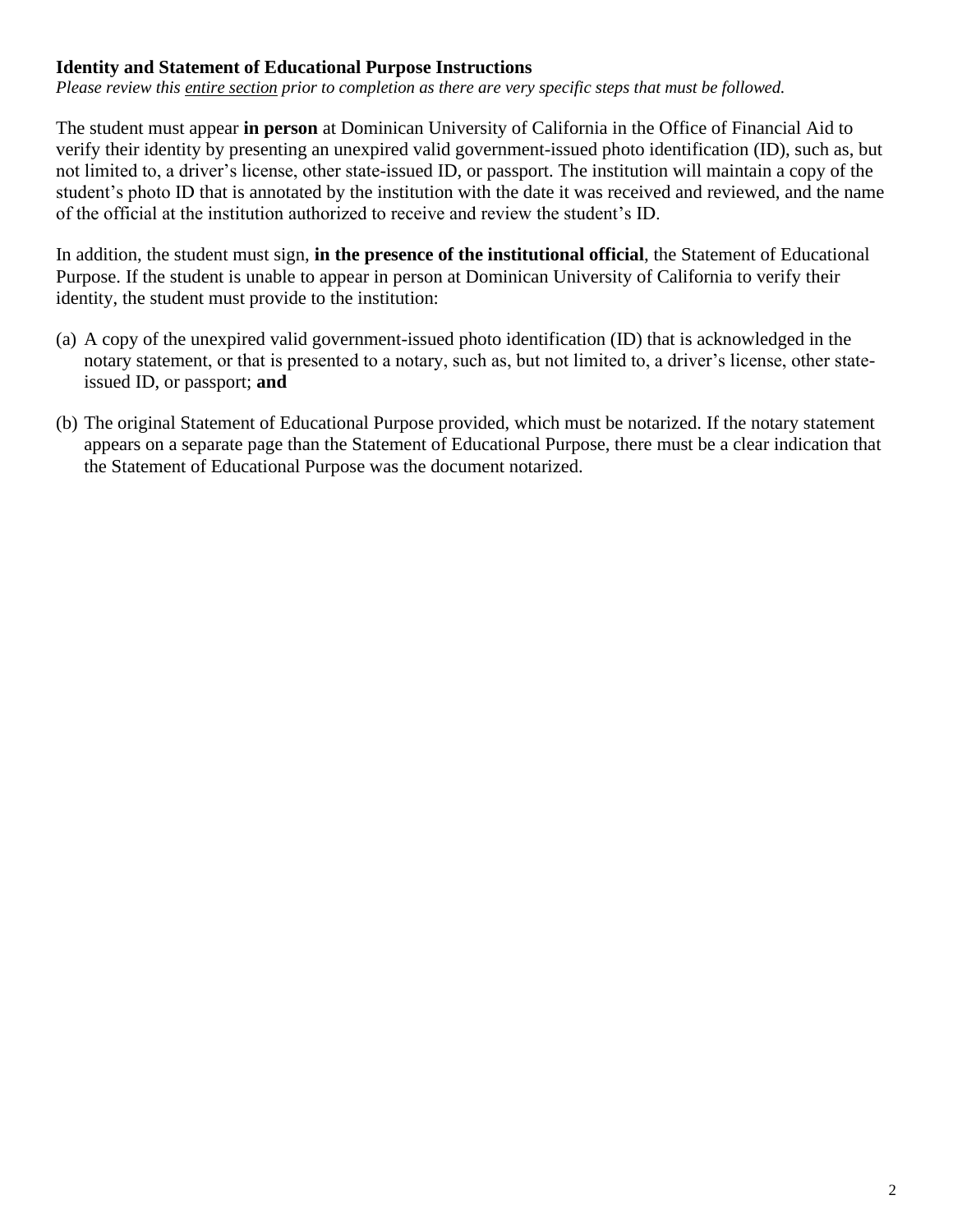**Identity and Statement of Educational Purpose Instructions**

*Please review this <u>entire section</u> prior to completion as there are very specific steps that must be followed.*

The student must appear **in person** at Dominican University of California in the Office of Financial Aid to verify their identity by presenting an unexpired valid government-issued photo identification (ID), such as, but not limited to, a driver's license, other state-issued ID, or passport. The institution will maintain a copy of the student's photo ID that is annotated by the institution with the date it was received and reviewed, and the name of the official at the institution authorized to receive and review the student's ID.

In addition, the student must sign, **in the presence of the institutional official**, the Statement of Educational Purpose. If the student is unable to appear in person at Dominican University of California to verify their identity, the student must provide to the institution:

(a) A copy of the unexpired valid government-issued photo identification (ID) that is acknowledged in the notary statement, or that is presented to a notary, such as, but not limited to, a driver's license, other state-issued ID, or passport; **and**

(b) The original Statement of Educational Purpose provided, which must be notarized. If the notary statement appears on a separate page than the Statement of Educational Purpose, there must be a clear indication that the Statement of Educational Purpose was the document notarized.